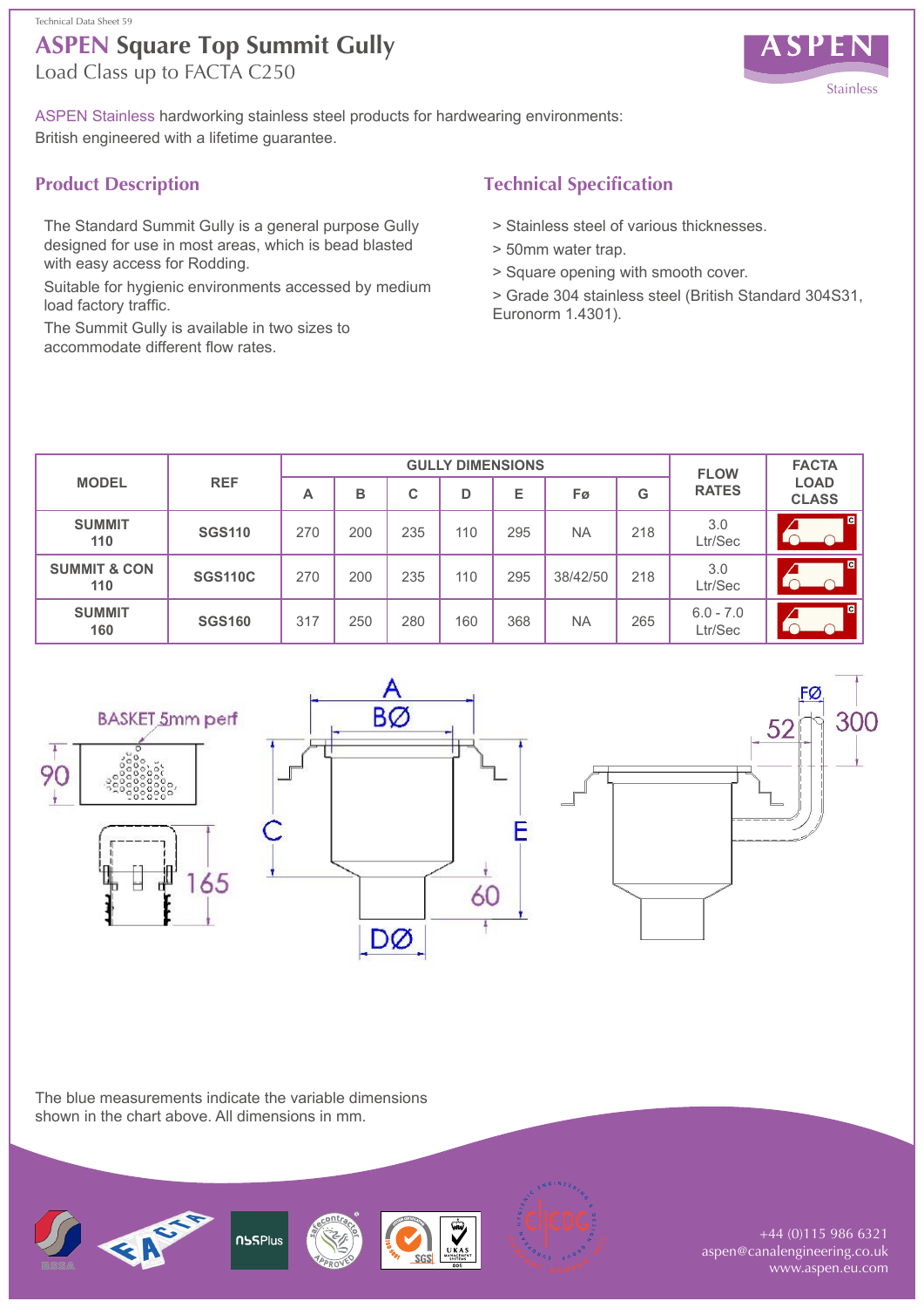Technical Data Sheet 59

# ASPEN Square Top Summit Gully

Load Class up to FACTA C250

ASPEN Stainless hardworking stainless steel products for hardwearing environments: British engineered with a lifetime guarantee.

## Product Description

The Standard Summit Gully is a general purpose Gully designed for use in most areas, which is bead blasted with easy access for Rodding.

Suitable for hygienic environments accessed by medium load factory traffic.

The Summit Gully is available in two sizes to accommodate different flow rates.

## Technical Specification

> Stainless steel of various thicknesses.

> 50mm water trap.

> Square opening with smooth cover.

> Grade 304 stainless steel (British Standard 304S31, Euronorm 1.4301).

| MODEL | REF | GULLY DIMENSIONS | | | | | | | FLOW RATES | FACTA LOAD CLASS |
|---|---|---|---|---|---|---|---|---|---|---|
| | | A | B | C | D | E | Fø | G | | |
| SUMMIT 110 | SGS110 | 270 | 200 | 235 | 110 | 295 | NA | 218 | 3.0 Ltr/Sec | C |
| SUMMIT & CON 110 | SGS110C | 270 | 200 | 235 | 110 | 295 | 38/42/50 | 218 | 3.0 Ltr/Sec | C |
| SUMMIT 160 | SGS160 | 317 | 250 | 280 | 160 | 368 | NA | 265 | 6.0 - 7.0 Ltr/Sec | C |

BASKET 5mm perf

90

165

A

BØ

C

E

60

DØ

FØ

52

300

The blue measurements indicate the variable dimensions shown in the chart above. All dimensions in mm.

+44 (0)115 986 6321
aspen@canalengineering.co.uk
www.aspen.eu.com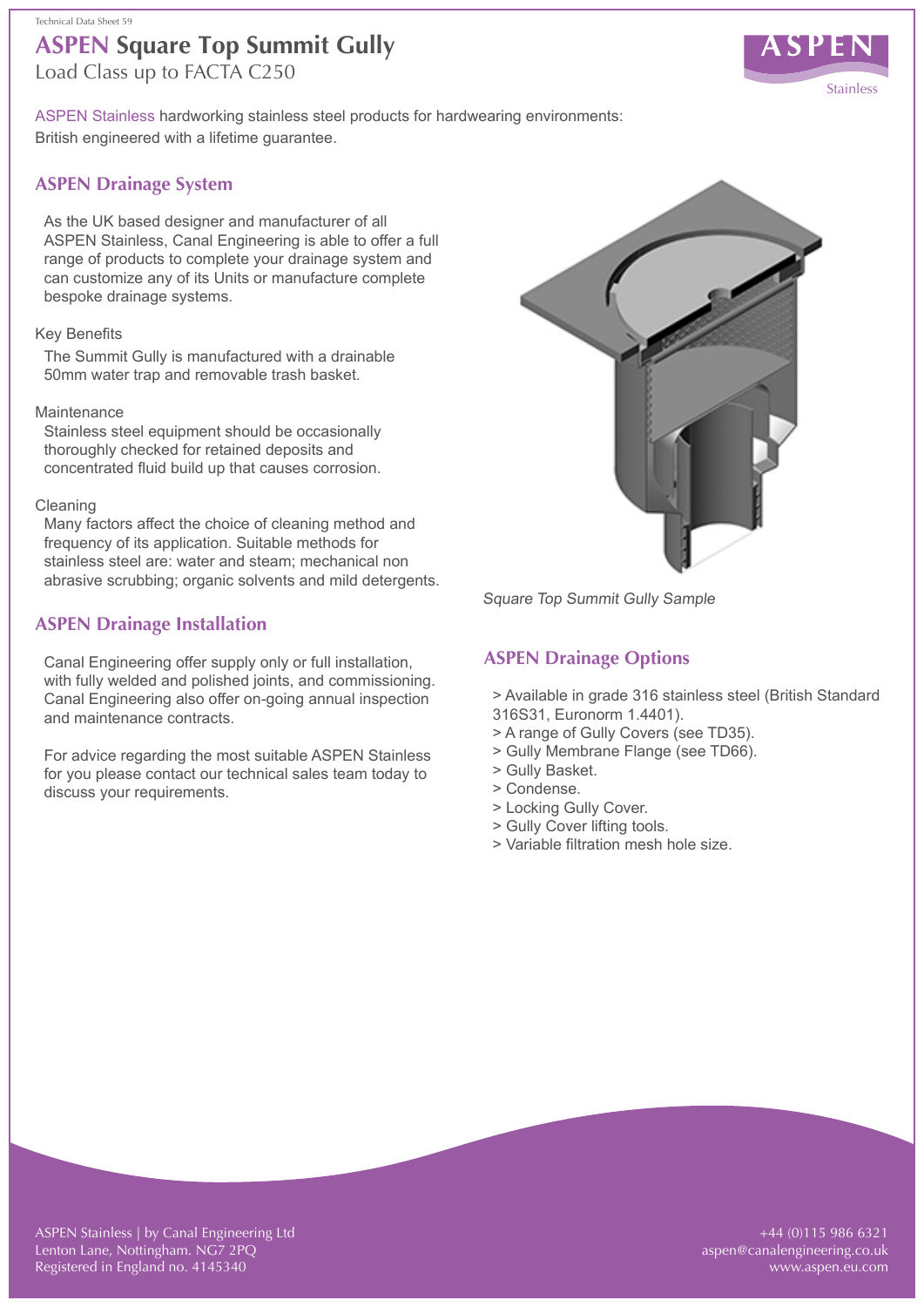Technical Data Sheet 59

# ASPEN Square Top Summit Gully

Load Class up to FACTA C250

ASPEN Stainless hardworking stainless steel products for hardwearing environments: British engineered with a lifetime guarantee.

## ASPEN Drainage System

As the UK based designer and manufacturer of all ASPEN Stainless, Canal Engineering is able to offer a full range of products to complete your drainage system and can customize any of its Units or manufacture complete bespoke drainage systems.

Key Benefits

The Summit Gully is manufactured with a drainable 50mm water trap and removable trash basket.

Maintenance

Stainless steel equipment should be occasionally thoroughly checked for retained deposits and concentrated fluid build up that causes corrosion.

Cleaning

Many factors affect the choice of cleaning method and frequency of its application. Suitable methods for stainless steel are: water and steam; mechanical non abrasive scrubbing; organic solvents and mild detergents.

## ASPEN Drainage Installation

Canal Engineering offer supply only or full installation, with fully welded and polished joints, and commissioning. Canal Engineering also offer on-going annual inspection and maintenance contracts.

For advice regarding the most suitable ASPEN Stainless for you please contact our technical sales team today to discuss your requirements.

*Square Top Summit Gully Sample*

## ASPEN Drainage Options

> Available in grade 316 stainless steel (British Standard 316S31, Euronorm 1.4401).
> A range of Gully Covers (see TD35).
> Gully Membrane Flange (see TD66).
> Gully Basket.
> Condense.
> Locking Gully Cover.
> Gully Cover lifting tools.
> Variable filtration mesh hole size.

ASPEN Stainless | by Canal Engineering Ltd
Lenton Lane, Nottingham. NG7 2PQ
Registered in England no. 4145340

+44 (0)115 986 6321
aspen@canalengineering.co.uk
www.aspen.eu.com